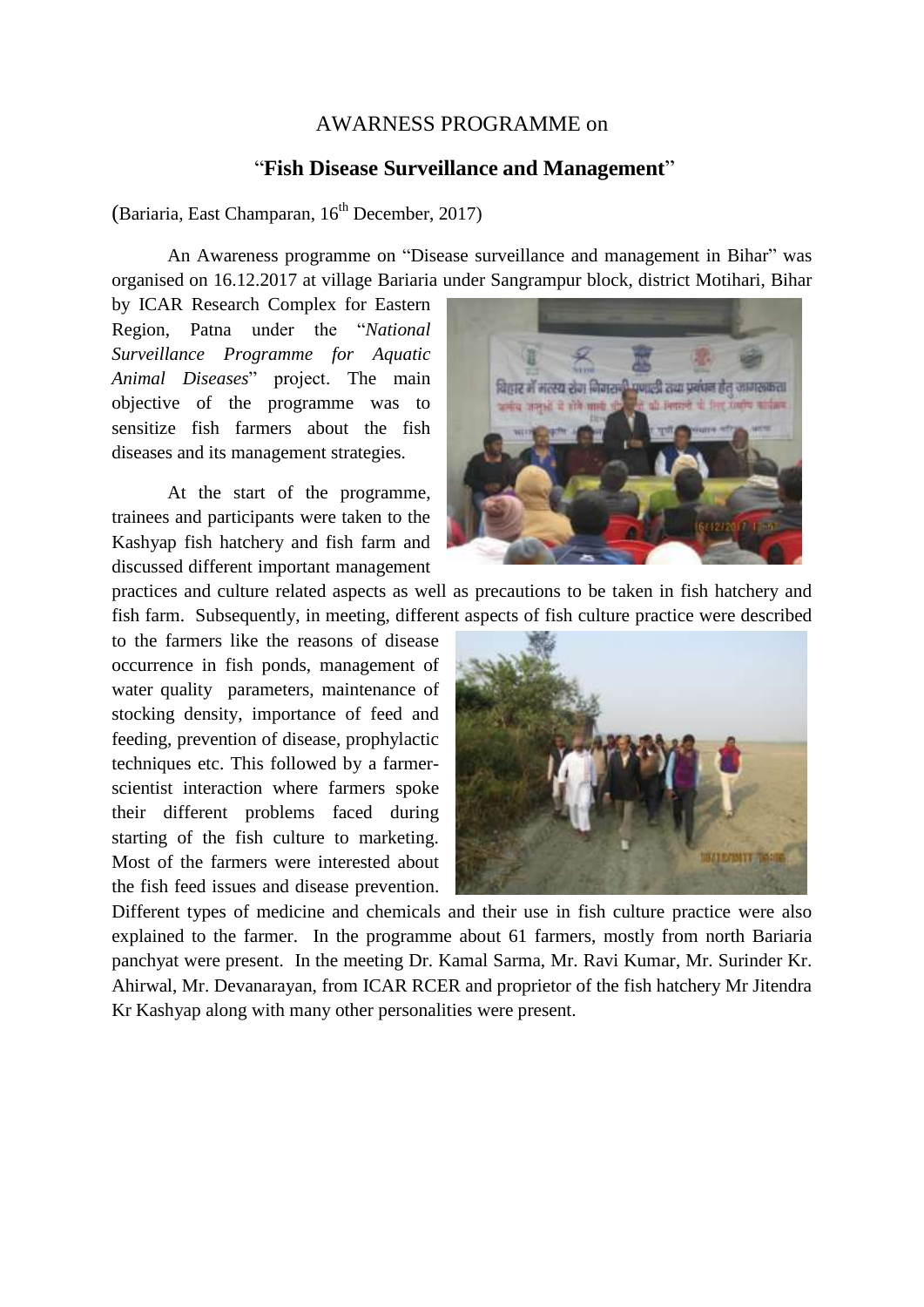AWARNESS PROGRAMME on

## "**Fish Disease Surveillance and Management**"

(Bariaria, East Champaran, 16th December, 2017)

An Awareness programme on "Disease surveillance and management in Bihar" was organised on 16.12.2017 at village Bariaria under Sangrampur block, district Motihari, Bihar by ICAR Research Complex for Eastern Region, Patna under the "*National Surveillance Programme for Aquatic Animal Diseases*" project. The main objective of the programme was to sensitize fish farmers about the fish diseases and its management strategies.

At the start of the programme, trainees and participants were taken to the Kashyap fish hatchery and fish farm and discussed different important management practices and culture related aspects as well as precautions to be taken in fish hatchery and fish farm. Subsequently, in meeting, different aspects of fish culture practice were described to the farmers like the reasons of disease occurrence in fish ponds, management of water quality parameters, maintenance of stocking density, importance of feed and feeding, prevention of disease, prophylactic techniques etc. This followed by a farmer-scientist interaction where farmers spoke their different problems faced during starting of the fish culture to marketing. Most of the farmers were interested about the fish feed issues and disease prevention. Different types of medicine and chemicals and their use in fish culture practice were also explained to the farmer. In the programme about 61 farmers, mostly from north Bariaria panchyat were present. In the meeting Dr. Kamal Sarma, Mr. Ravi Kumar, Mr. Surinder Kr. Ahirwal, Mr. Devanarayan, from ICAR RCER and proprietor of the fish hatchery Mr Jitendra Kr Kashyap along with many other personalities were present.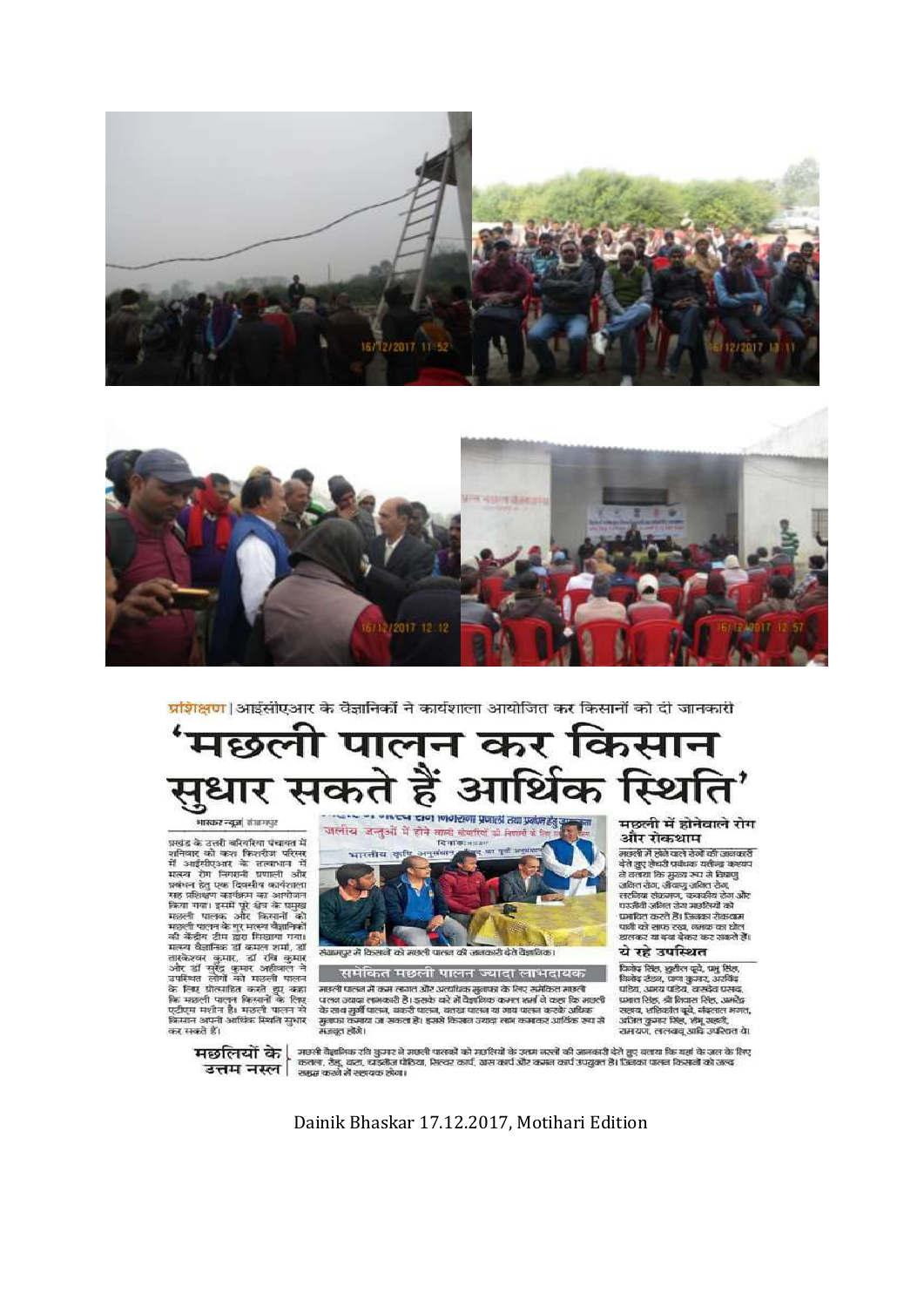**प्रशिक्षण** | आईसीएआर के वैज्ञानिकों ने कार्यशाला आयोजित कर किसानों को दी जानकारी

# 'मछली पालन कर किसान सुधार सकते हैं आर्थिक स्थिति'

भास्कर न्यूज | संग्रामपुर

प्रखंड के उत्तरी बरियरिया पंचायत में शनिवार को कस्त किसान परिसर में आईसीएआर के तत्वाधान में मत्स्य रोग निगरानी प्रणाली और प्रबंधन हेतु एक दिवसीय कार्यशाला सह प्रशिक्षण कार्यक्रम का आयोजन किया गया। इसमें पूरे क्षेत्र के प्रमुख मछली पालक और किसानों को मछली पालन के गुर मत्स्य वैज्ञानिकों की केंद्रीय टीम द्वारा सिखाया गया। मत्स्य वैज्ञानिक डॉ कमल शर्मा, डॉ तारकेश्वर कुमार, डॉ रवि कुमार और डॉ सुरेंद्र कुमार अहीरवाल ने उपस्थित लोगों को मछली पालन के लिए प्रोत्साहित करते हुए कहा कि मछली पालन किसानों के लिए एटीएम मशीन है। मछली पालन से किसान अपनी आर्थिक स्थिति सुधार कर सकते हैं।

संग्रामपुर में किसानों को मछली पालन की जानकारी देते वैज्ञानिक।

## समेकित मछली पालन ज्यादा लाभदायक

मछली पालन में कम लागत और अत्यधिक मुनाफा के लिए समेकित मछली पालन ज्यादा लाभकारी है। इसके बारे में वैज्ञानिक कमल शर्मा ने कहा कि मछली के साथ मुर्गी पालन, बकरी पालन, बत्तख पालन या गाय पालन करके अधिक मुनाफा कमाया जा सकता है। इससे किसान ज्यादा लाभ कमाकर आर्थिक रूप से मजबूत होंगे।

## मछली में होनेवाले रोग और रोकथाम

मछली में होने वाले रोगों की जानकारी देते हुए डेयरी प्रबंधक यतीन्द्र कश्यप ने बताया कि मुख्य रूप से विषाणु जनित रोग, जीवाणु जनित रोग, लारनिया संक्रमण, कवकीय रोग और परजीवी जनित रोग मछलियों को प्रभावित करते हैं। जिनका रोकथाम पानी को साफ रखा, नमक का घोल डालकर या दवा देकर कर सकते हैं।

## ये रहे उपस्थित

विनोद सिंह, सुशील दूबे, प्रभु सिंह, विनोद रंजन, जय कुमार, अरविंद पांडेय, अजय पांडेय, वासुदेव प्रसाद, प्रभात सिंह, श्री निवास सिंह, अमरेंद्र यादव, शशिकांत दूबे, मंगलाल भगत, अजित कुमार सिंह, शंभु सहनी, रामायण, लालबाबू आदि उपस्थित थे।

## मछलियों के उत्तम नस्ल

मछली वैज्ञानिक रवि कुमार ने मछली पालकों को मछलियों के उत्तम नस्लों की जानकारी देते हुए बताया कि यहां के जल के लिए कतला, रोहू, नयना, चाइनीज पोठिया, सिल्वर कार्प, ग्रास कार्प और कामन कार्प उपयुक्त है। जिनका पालन किसानों को जल्द समृद्ध करने में सहायक होगा।

Dainik Bhaskar 17.12.2017, Motihari Edition